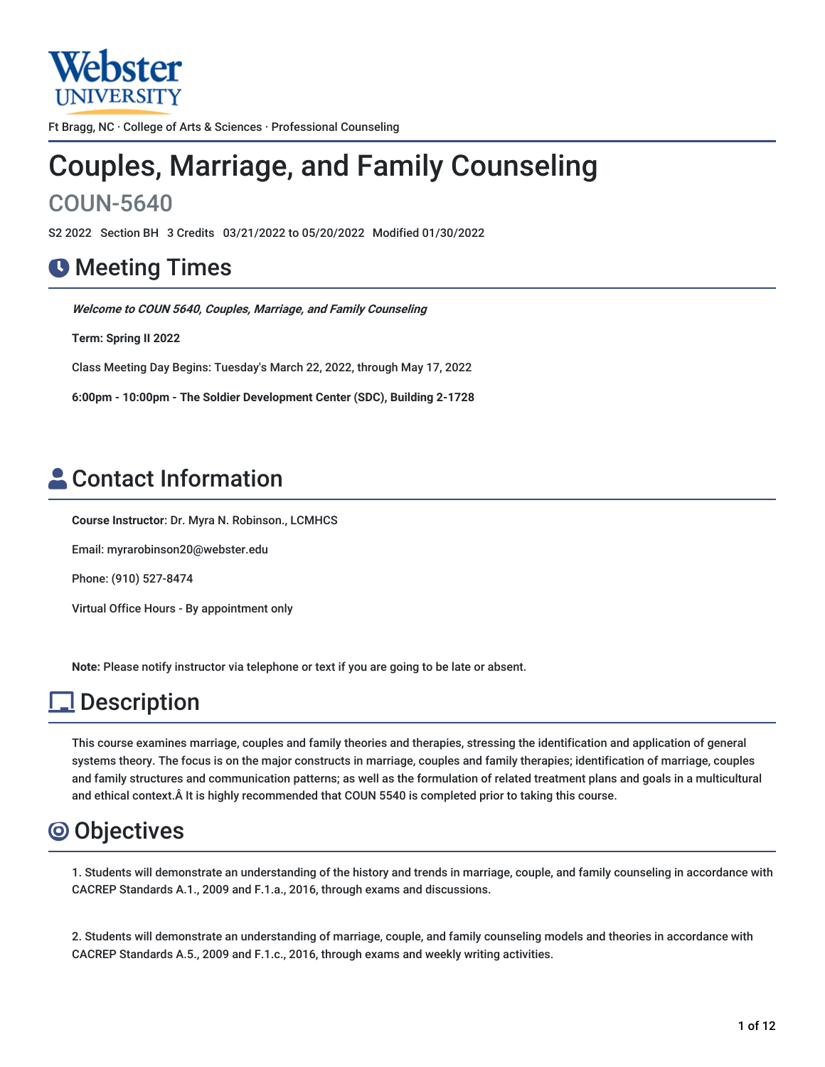Webster UNIVERSITY

Ft Bragg, NC · College of Arts & Sciences · Professional Counseling

# Couples, Marriage, and Family Counseling

## COUN-5640

S2 2022 Section BH 3 Credits 03/21/2022 to 05/20/2022 Modified 01/30/2022

## Meeting Times

***Welcome to COUN 5640, Couples, Marriage, and Family Counseling***

**Term: Spring II 2022**

Class Meeting Day Begins: Tuesday's March 22, 2022, through May 17, 2022

**6:00pm - 10:00pm - The Soldier Development Center (SDC), Building 2-1728**

## Contact Information

**Course Instructor**: Dr. Myra N. Robinson., LCMHCS

Email: myrarobinson20@webster.edu

Phone: (910) 527-8474

Virtual Office Hours - By appointment only

**Note:** Please notify instructor via telephone or text if you are going to be late or absent.

## Description

This course examines marriage, couples and family theories and therapies, stressing the identification and application of general systems theory. The focus is on the major constructs in marriage, couples and family therapies; identification of marriage, couples and family structures and communication patterns; as well as the formulation of related treatment plans and goals in a multicultural and ethical context.Â It is highly recommended that COUN 5540 is completed prior to taking this course.

## Objectives

1. Students will demonstrate an understanding of the history and trends in marriage, couple, and family counseling in accordance with CACREP Standards A.1., 2009 and F.1.a., 2016, through exams and discussions.

2. Students will demonstrate an understanding of marriage, couple, and family counseling models and theories in accordance with CACREP Standards A.5., 2009 and F.1.c., 2016, through exams and weekly writing activities.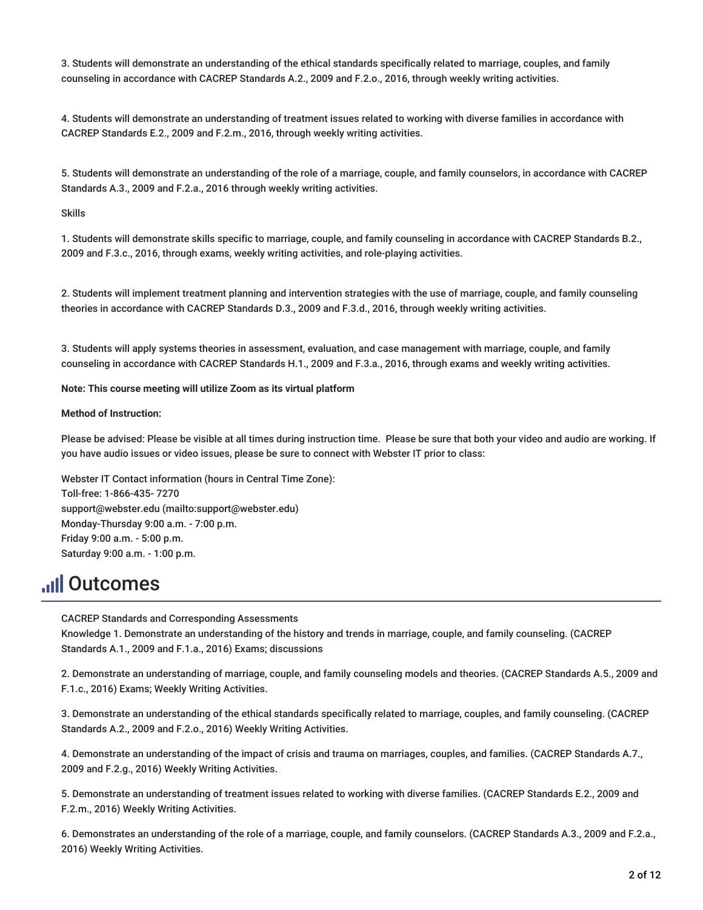3. Students will demonstrate an understanding of the ethical standards specifically related to marriage, couples, and family counseling in accordance with CACREP Standards A.2., 2009 and F.2.o., 2016, through weekly writing activities.

4. Students will demonstrate an understanding of treatment issues related to working with diverse families in accordance with CACREP Standards E.2., 2009 and F.2.m., 2016, through weekly writing activities.

5. Students will demonstrate an understanding of the role of a marriage, couple, and family counselors, in accordance with CACREP Standards A.3., 2009 and F.2.a., 2016 through weekly writing activities.

Skills

1. Students will demonstrate skills specific to marriage, couple, and family counseling in accordance with CACREP Standards B.2., 2009 and F.3.c., 2016, through exams, weekly writing activities, and role-playing activities.

2. Students will implement treatment planning and intervention strategies with the use of marriage, couple, and family counseling theories in accordance with CACREP Standards D.3., 2009 and F.3.d., 2016, through weekly writing activities.

3. Students will apply systems theories in assessment, evaluation, and case management with marriage, couple, and family counseling in accordance with CACREP Standards H.1., 2009 and F.3.a., 2016, through exams and weekly writing activities.

**Note: This course meeting will utilize Zoom as its virtual platform**

**Method of Instruction:**

Please be advised: Please be visible at all times during instruction time. Please be sure that both your video and audio are working. If you have audio issues or video issues, please be sure to connect with Webster IT prior to class:

Webster IT Contact information (hours in Central Time Zone):
Toll-free: 1-866-435- 7270
support@webster.edu (mailto:support@webster.edu)
Monday-Thursday 9:00 a.m. - 7:00 p.m.
Friday 9:00 a.m. - 5:00 p.m.
Saturday 9:00 a.m. - 1:00 p.m.

## Outcomes

CACREP Standards and Corresponding Assessments
Knowledge 1. Demonstrate an understanding of the history and trends in marriage, couple, and family counseling. (CACREP Standards A.1., 2009 and F.1.a., 2016) Exams; discussions

2. Demonstrate an understanding of marriage, couple, and family counseling models and theories. (CACREP Standards A.5., 2009 and F.1.c., 2016) Exams; Weekly Writing Activities.

3. Demonstrate an understanding of the ethical standards specifically related to marriage, couples, and family counseling. (CACREP Standards A.2., 2009 and F.2.o., 2016) Weekly Writing Activities.

4. Demonstrate an understanding of the impact of crisis and trauma on marriages, couples, and families. (CACREP Standards A.7., 2009 and F.2.g., 2016) Weekly Writing Activities.

5. Demonstrate an understanding of treatment issues related to working with diverse families. (CACREP Standards E.2., 2009 and F.2.m., 2016) Weekly Writing Activities.

6. Demonstrates an understanding of the role of a marriage, couple, and family counselors. (CACREP Standards A.3., 2009 and F.2.a., 2016) Weekly Writing Activities.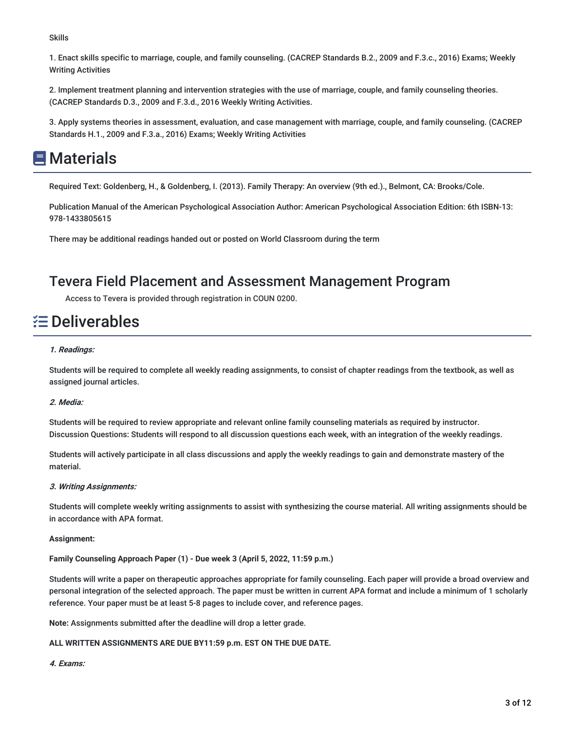Skills

1. Enact skills specific to marriage, couple, and family counseling. (CACREP Standards B.2., 2009 and F.3.c., 2016) Exams; Weekly Writing Activities

2. Implement treatment planning and intervention strategies with the use of marriage, couple, and family counseling theories. (CACREP Standards D.3., 2009 and F.3.d., 2016 Weekly Writing Activities.

3. Apply systems theories in assessment, evaluation, and case management with marriage, couple, and family counseling. (CACREP Standards H.1., 2009 and F.3.a., 2016) Exams; Weekly Writing Activities

# Materials

Required Text: Goldenberg, H., & Goldenberg, I. (2013). Family Therapy: An overview (9th ed.)., Belmont, CA: Brooks/Cole.

Publication Manual of the American Psychological Association Author: American Psychological Association Edition: 6th ISBN-13: 978-1433805615

There may be additional readings handed out or posted on World Classroom during the term

## Tevera Field Placement and Assessment Management Program

Access to Tevera is provided through registration in COUN 0200.

# Deliverables

***1. Readings:***

Students will be required to complete all weekly reading assignments, to consist of chapter readings from the textbook, as well as assigned journal articles.

***2. Media:***

Students will be required to review appropriate and relevant online family counseling materials as required by instructor. Discussion Questions: Students will respond to all discussion questions each week, with an integration of the weekly readings.

Students will actively participate in all class discussions and apply the weekly readings to gain and demonstrate mastery of the material.

***3. Writing Assignments:***

Students will complete weekly writing assignments to assist with synthesizing the course material. All writing assignments should be in accordance with APA format.

**Assignment:**

**Family Counseling Approach Paper (1) - Due week 3 (April 5, 2022, 11:59 p.m.)**

Students will write a paper on therapeutic approaches appropriate for family counseling. Each paper will provide a broad overview and personal integration of the selected approach. The paper must be written in current APA format and include a minimum of 1 scholarly reference. Your paper must be at least 5-8 pages to include cover, and reference pages.

**Note:** Assignments submitted after the deadline will drop a letter grade.

**ALL WRITTEN ASSIGNMENTS ARE DUE BY11:59 p.m. EST ON THE DUE DATE.**

***4. Exams:***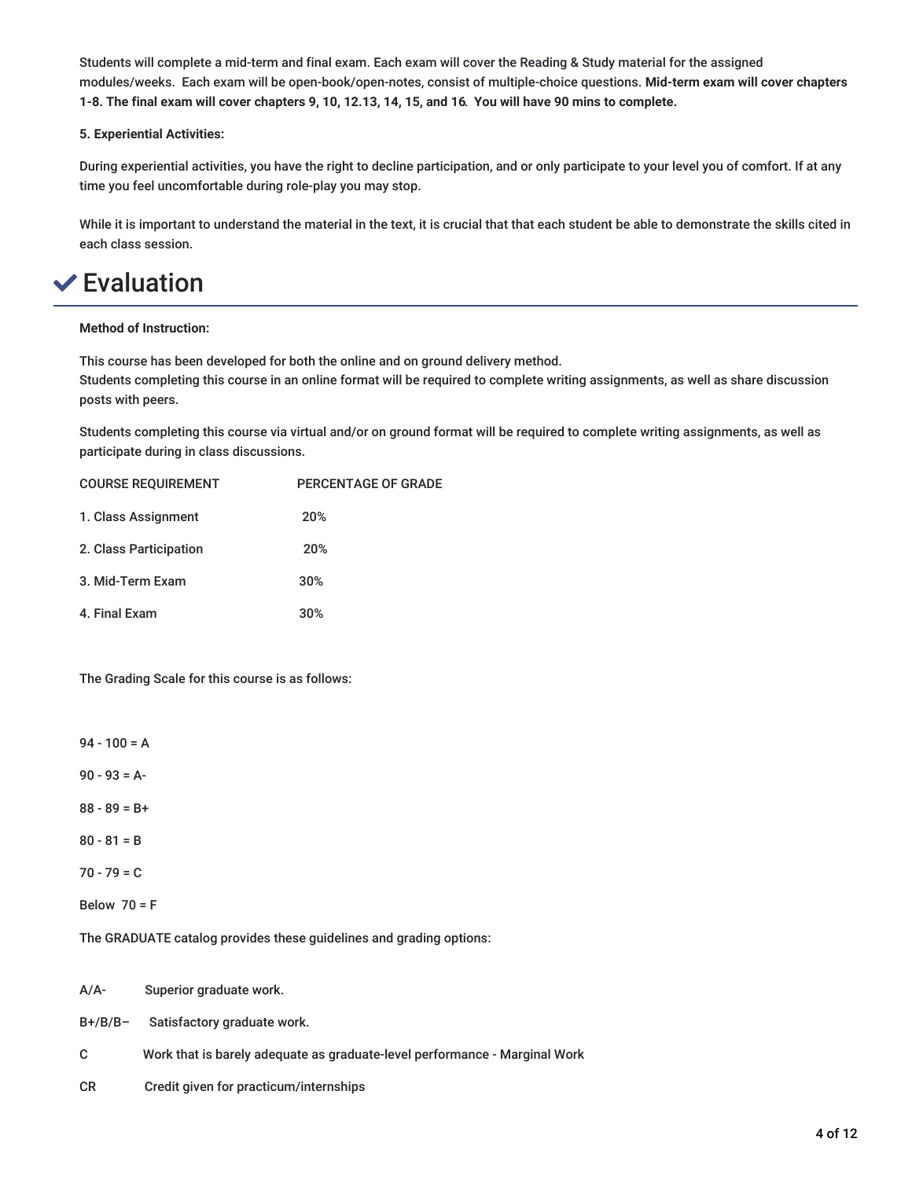Students will complete a mid-term and final exam. Each exam will cover the Reading & Study material for the assigned modules/weeks. Each exam will be open-book/open-notes, consist of multiple-choice questions. **Mid-term exam will cover chapters 1-8. The final exam will cover chapters 9, 10, 12.13, 14, 15, and 16. You will have 90 mins to complete.**

**5. Experiential Activities:**

During experiential activities, you have the right to decline participation, and or only participate to your level you of comfort. If at any time you feel uncomfortable during role-play you may stop.

While it is important to understand the material in the text, it is crucial that that each student be able to demonstrate the skills cited in each class session.

# ✔ Evaluation

**Method of Instruction:**

This course has been developed for both the online and on ground delivery method.
Students completing this course in an online format will be required to complete writing assignments, as well as share discussion posts with peers.

Students completing this course via virtual and/or on ground format will be required to complete writing assignments, as well as participate during in class discussions.

| COURSE REQUIREMENT | PERCENTAGE OF GRADE |
| --- | --- |
| 1. Class Assignment | 20% |
| 2. Class Participation | 20% |
| 3. Mid-Term Exam | 30% |
| 4. Final Exam | 30% |

The Grading Scale for this course is as follows:

94 - 100 = A

90 - 93 = A-

88 - 89 = B+

80 - 81 = B

70 - 79 = C

Below 70 = F

The GRADUATE catalog provides these guidelines and grading options:

A/A- Superior graduate work.

B+/B/B– Satisfactory graduate work.

C Work that is barely adequate as graduate-level performance - Marginal Work

CR Credit given for practicum/internships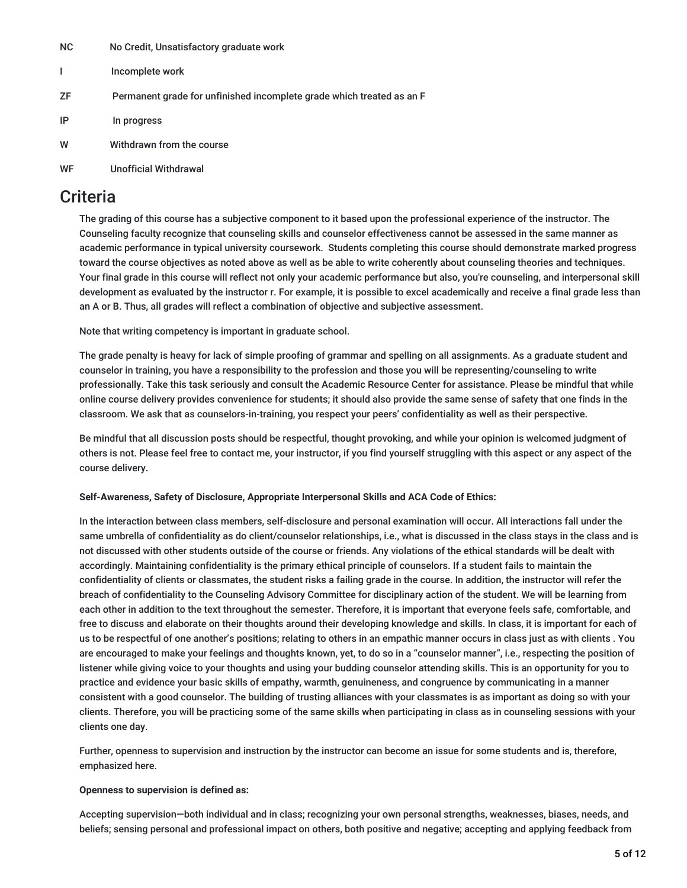| | |
|---|---|
| NC | No Credit, Unsatisfactory graduate work |
| I | Incomplete work |
| ZF | Permanent grade for unfinished incomplete grade which treated as an F |
| IP | In progress |
| W | Withdrawn from the course |
| WF | Unofficial Withdrawal |

# Criteria

The grading of this course has a subjective component to it based upon the professional experience of the instructor. The Counseling faculty recognize that counseling skills and counselor effectiveness cannot be assessed in the same manner as academic performance in typical university coursework. Students completing this course should demonstrate marked progress toward the course objectives as noted above as well as be able to write coherently about counseling theories and techniques. Your final grade in this course will reflect not only your academic performance but also, you're counseling, and interpersonal skill development as evaluated by the instructor r. For example, it is possible to excel academically and receive a final grade less than an A or B. Thus, all grades will reflect a combination of objective and subjective assessment.

Note that writing competency is important in graduate school.

The grade penalty is heavy for lack of simple proofing of grammar and spelling on all assignments. As a graduate student and counselor in training, you have a responsibility to the profession and those you will be representing/counseling to write professionally. Take this task seriously and consult the Academic Resource Center for assistance. Please be mindful that while online course delivery provides convenience for students; it should also provide the same sense of safety that one finds in the classroom. We ask that as counselors-in-training, you respect your peers' confidentiality as well as their perspective.

Be mindful that all discussion posts should be respectful, thought provoking, and while your opinion is welcomed judgment of others is not. Please feel free to contact me, your instructor, if you find yourself struggling with this aspect or any aspect of the course delivery.

**Self-Awareness, Safety of Disclosure, Appropriate Interpersonal Skills and ACA Code of Ethics:**

In the interaction between class members, self-disclosure and personal examination will occur. All interactions fall under the same umbrella of confidentiality as do client/counselor relationships, i.e., what is discussed in the class stays in the class and is not discussed with other students outside of the course or friends. Any violations of the ethical standards will be dealt with accordingly. Maintaining confidentiality is the primary ethical principle of counselors. If a student fails to maintain the confidentiality of clients or classmates, the student risks a failing grade in the course. In addition, the instructor will refer the breach of confidentiality to the Counseling Advisory Committee for disciplinary action of the student. We will be learning from each other in addition to the text throughout the semester. Therefore, it is important that everyone feels safe, comfortable, and free to discuss and elaborate on their thoughts around their developing knowledge and skills. In class, it is important for each of us to be respectful of one another's positions; relating to others in an empathic manner occurs in class just as with clients . You are encouraged to make your feelings and thoughts known, yet, to do so in a "counselor manner", i.e., respecting the position of listener while giving voice to your thoughts and using your budding counselor attending skills. This is an opportunity for you to practice and evidence your basic skills of empathy, warmth, genuineness, and congruence by communicating in a manner consistent with a good counselor. The building of trusting alliances with your classmates is as important as doing so with your clients. Therefore, you will be practicing some of the same skills when participating in class as in counseling sessions with your clients one day.

Further, openness to supervision and instruction by the instructor can become an issue for some students and is, therefore, emphasized here.

**Openness to supervision is defined as:**

Accepting supervision—both individual and in class; recognizing your own personal strengths, weaknesses, biases, needs, and beliefs; sensing personal and professional impact on others, both positive and negative; accepting and applying feedback from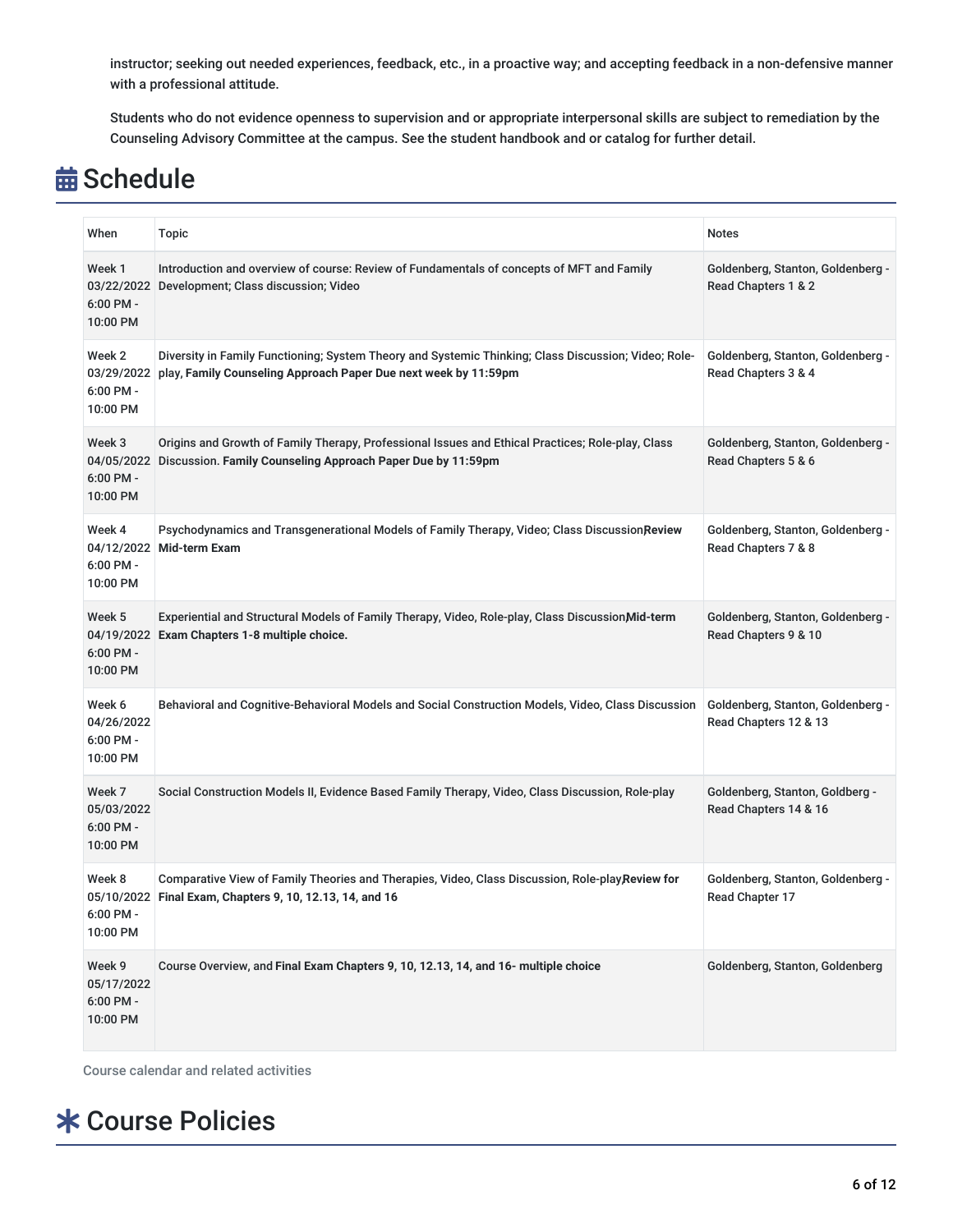instructor; seeking out needed experiences, feedback, etc., in a proactive way; and accepting feedback in a non-defensive manner with a professional attitude.

Students who do not evidence openness to supervision and or appropriate interpersonal skills are subject to remediation by the Counseling Advisory Committee at the campus. See the student handbook and or catalog for further detail.

# Schedule

| When | Topic | Notes |
|---|---|---|
| Week 1 03/22/2022 6:00 PM - 10:00 PM | Introduction and overview of course: Review of Fundamentals of concepts of MFT and Family Development; Class discussion; Video | Goldenberg, Stanton, Goldenberg - Read Chapters 1 & 2 |
| Week 2 03/29/2022 6:00 PM - 10:00 PM | Diversity in Family Functioning; System Theory and Systemic Thinking; Class Discussion; Video; Role-play, **Family Counseling Approach Paper Due next week by 11:59pm** | Goldenberg, Stanton, Goldenberg - Read Chapters 3 & 4 |
| Week 3 04/05/2022 6:00 PM - 10:00 PM | Origins and Growth of Family Therapy, Professional Issues and Ethical Practices; Role-play, Class Discussion. **Family Counseling Approach Paper Due by 11:59pm** | Goldenberg, Stanton, Goldenberg - Read Chapters 5 & 6 |
| Week 4 04/12/2022 6:00 PM - 10:00 PM | Psychodynamics and Transgenerational Models of Family Therapy, Video; Class Discussion, **Review Mid-term Exam** | Goldenberg, Stanton, Goldenberg - Read Chapters 7 & 8 |
| Week 5 04/19/2022 6:00 PM - 10:00 PM | Experiential and Structural Models of Family Therapy, Video, Role-play, Class Discussion, **Mid-term Exam Chapters 1-8 multiple choice.** | Goldenberg, Stanton, Goldenberg - Read Chapters 9 & 10 |
| Week 6 04/26/2022 6:00 PM - 10:00 PM | Behavioral and Cognitive-Behavioral Models and Social Construction Models, Video, Class Discussion | Goldenberg, Stanton, Goldenberg - Read Chapters 12 & 13 |
| Week 7 05/03/2022 6:00 PM - 10:00 PM | Social Construction Models II, Evidence Based Family Therapy, Video, Class Discussion, Role-play | Goldenberg, Stanton, Goldberg - Read Chapters 14 & 16 |
| Week 8 05/10/2022 6:00 PM - 10:00 PM | Comparative View of Family Theories and Therapies, Video, Class Discussion, Role-play, **Review for Final Exam, Chapters 9, 10, 12.13, 14, and 16** | Goldenberg, Stanton, Goldenberg - Read Chapter 17 |
| Week 9 05/17/2022 6:00 PM - 10:00 PM | Course Overview, and **Final Exam Chapters 9, 10, 12.13, 14, and 16- multiple choice** | Goldenberg, Stanton, Goldenberg |

Course calendar and related activities

# Course Policies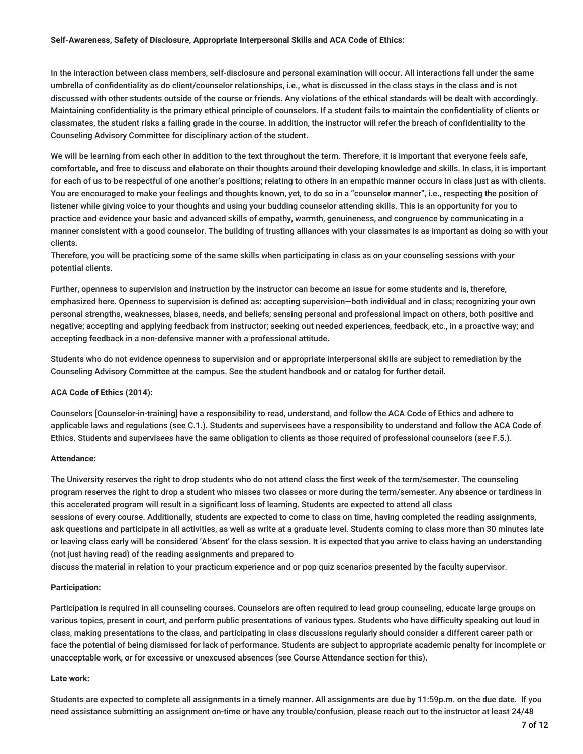**Self-Awareness, Safety of Disclosure, Appropriate Interpersonal Skills and ACA Code of Ethics:**

In the interaction between class members, self-disclosure and personal examination will occur. All interactions fall under the same umbrella of confidentiality as do client/counselor relationships, i.e., what is discussed in the class stays in the class and is not discussed with other students outside of the course or friends. Any violations of the ethical standards will be dealt with accordingly. Maintaining confidentiality is the primary ethical principle of counselors. If a student fails to maintain the confidentiality of clients or classmates, the student risks a failing grade in the course. In addition, the instructor will refer the breach of confidentiality to the Counseling Advisory Committee for disciplinary action of the student.

We will be learning from each other in addition to the text throughout the term. Therefore, it is important that everyone feels safe, comfortable, and free to discuss and elaborate on their thoughts around their developing knowledge and skills. In class, it is important for each of us to be respectful of one another's positions; relating to others in an empathic manner occurs in class just as with clients. You are encouraged to make your feelings and thoughts known, yet, to do so in a "counselor manner", i.e., respecting the position of listener while giving voice to your thoughts and using your budding counselor attending skills. This is an opportunity for you to practice and evidence your basic and advanced skills of empathy, warmth, genuineness, and congruence by communicating in a manner consistent with a good counselor. The building of trusting alliances with your classmates is as important as doing so with your clients.
Therefore, you will be practicing some of the same skills when participating in class as on your counseling sessions with your potential clients.

Further, openness to supervision and instruction by the instructor can become an issue for some students and is, therefore, emphasized here. Openness to supervision is defined as: accepting supervision—both individual and in class; recognizing your own personal strengths, weaknesses, biases, needs, and beliefs; sensing personal and professional impact on others, both positive and negative; accepting and applying feedback from instructor; seeking out needed experiences, feedback, etc., in a proactive way; and accepting feedback in a non-defensive manner with a professional attitude.

Students who do not evidence openness to supervision and or appropriate interpersonal skills are subject to remediation by the Counseling Advisory Committee at the campus. See the student handbook and or catalog for further detail.

**ACA Code of Ethics (2014):**

Counselors [Counselor-in-training] have a responsibility to read, understand, and follow the ACA Code of Ethics and adhere to applicable laws and regulations (see C.1.). Students and supervisees have a responsibility to understand and follow the ACA Code of Ethics. Students and supervisees have the same obligation to clients as those required of professional counselors (see F.5.).

**Attendance:**

The University reserves the right to drop students who do not attend class the first week of the term/semester. The counseling program reserves the right to drop a student who misses two classes or more during the term/semester. Any absence or tardiness in this accelerated program will result in a significant loss of learning. Students are expected to attend all class sessions of every course. Additionally, students are expected to come to class on time, having completed the reading assignments, ask questions and participate in all activities, as well as write at a graduate level. Students coming to class more than 30 minutes late or leaving class early will be considered 'Absent' for the class session. It is expected that you arrive to class having an understanding (not just having read) of the reading assignments and prepared to discuss the material in relation to your practicum experience and or pop quiz scenarios presented by the faculty supervisor.

**Participation:**

Participation is required in all counseling courses. Counselors are often required to lead group counseling, educate large groups on various topics, present in court, and perform public presentations of various types. Students who have difficulty speaking out loud in class, making presentations to the class, and participating in class discussions regularly should consider a different career path or face the potential of being dismissed for lack of performance. Students are subject to appropriate academic penalty for incomplete or unacceptable work, or for excessive or unexcused absences (see Course Attendance section for this).

**Late work:**

Students are expected to complete all assignments in a timely manner. All assignments are due by 11:59p.m. on the due date. If you need assistance submitting an assignment on-time or have any trouble/confusion, please reach out to the instructor at least 24/48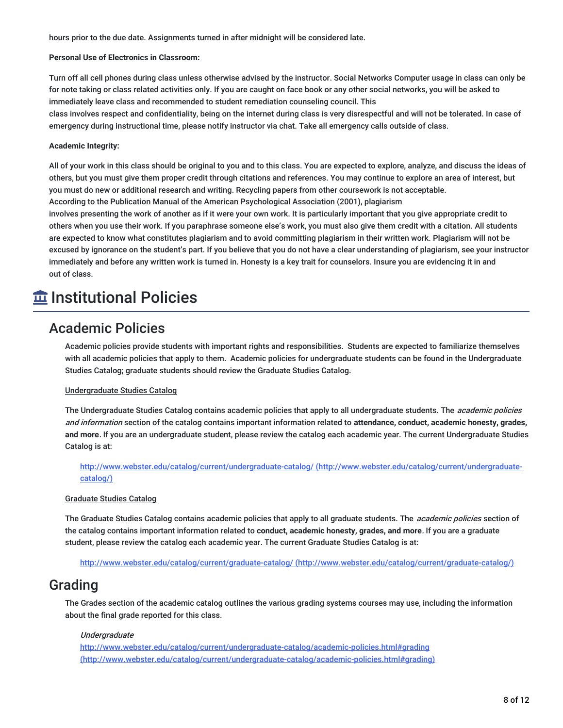hours prior to the due date. Assignments turned in after midnight will be considered late.

**Personal Use of Electronics in Classroom:**

Turn off all cell phones during class unless otherwise advised by the instructor. Social Networks Computer usage in class can only be for note taking or class related activities only. If you are caught on face book or any other social networks, you will be asked to immediately leave class and recommended to student remediation counseling council. This class involves respect and confidentiality, being on the internet during class is very disrespectful and will not be tolerated. In case of emergency during instructional time, please notify instructor via chat. Take all emergency calls outside of class.

**Academic Integrity:**

All of your work in this class should be original to you and to this class. You are expected to explore, analyze, and discuss the ideas of others, but you must give them proper credit through citations and references. You may continue to explore an area of interest, but you must do new or additional research and writing. Recycling papers from other coursework is not acceptable.
According to the Publication Manual of the American Psychological Association (2001), plagiarism involves presenting the work of another as if it were your own work. It is particularly important that you give appropriate credit to others when you use their work. If you paraphrase someone else's work, you must also give them credit with a citation. All students are expected to know what constitutes plagiarism and to avoid committing plagiarism in their written work. Plagiarism will not be excused by ignorance on the student's part. If you believe that you do not have a clear understanding of plagiarism, see your instructor immediately and before any written work is turned in. Honesty is a key trait for counselors. Insure you are evidencing it in and out of class.

# Institutional Policies

## Academic Policies

Academic policies provide students with important rights and responsibilities. Students are expected to familiarize themselves with all academic policies that apply to them. Academic policies for undergraduate students can be found in the Undergraduate Studies Catalog; graduate students should review the Graduate Studies Catalog.

Undergraduate Studies Catalog

The Undergraduate Studies Catalog contains academic policies that apply to all undergraduate students. The *academic policies and information* section of the catalog contains important information related to **attendance, conduct, academic honesty, grades, and more**. If you are an undergraduate student, please review the catalog each academic year. The current Undergraduate Studies Catalog is at:

http://www.webster.edu/catalog/current/undergraduate-catalog/ (http://www.webster.edu/catalog/current/undergraduate-catalog/)

Graduate Studies Catalog

The Graduate Studies Catalog contains academic policies that apply to all graduate students. The *academic policies* section of the catalog contains important information related to **conduct, academic honesty, grades, and more**. If you are a graduate student, please review the catalog each academic year. The current Graduate Studies Catalog is at:

http://www.webster.edu/catalog/current/graduate-catalog/ (http://www.webster.edu/catalog/current/graduate-catalog/)

## Grading

The Grades section of the academic catalog outlines the various grading systems courses may use, including the information about the final grade reported for this class.

*Undergraduate*
http://www.webster.edu/catalog/current/undergraduate-catalog/academic-policies.html#grading (http://www.webster.edu/catalog/current/undergraduate-catalog/academic-policies.html#grading)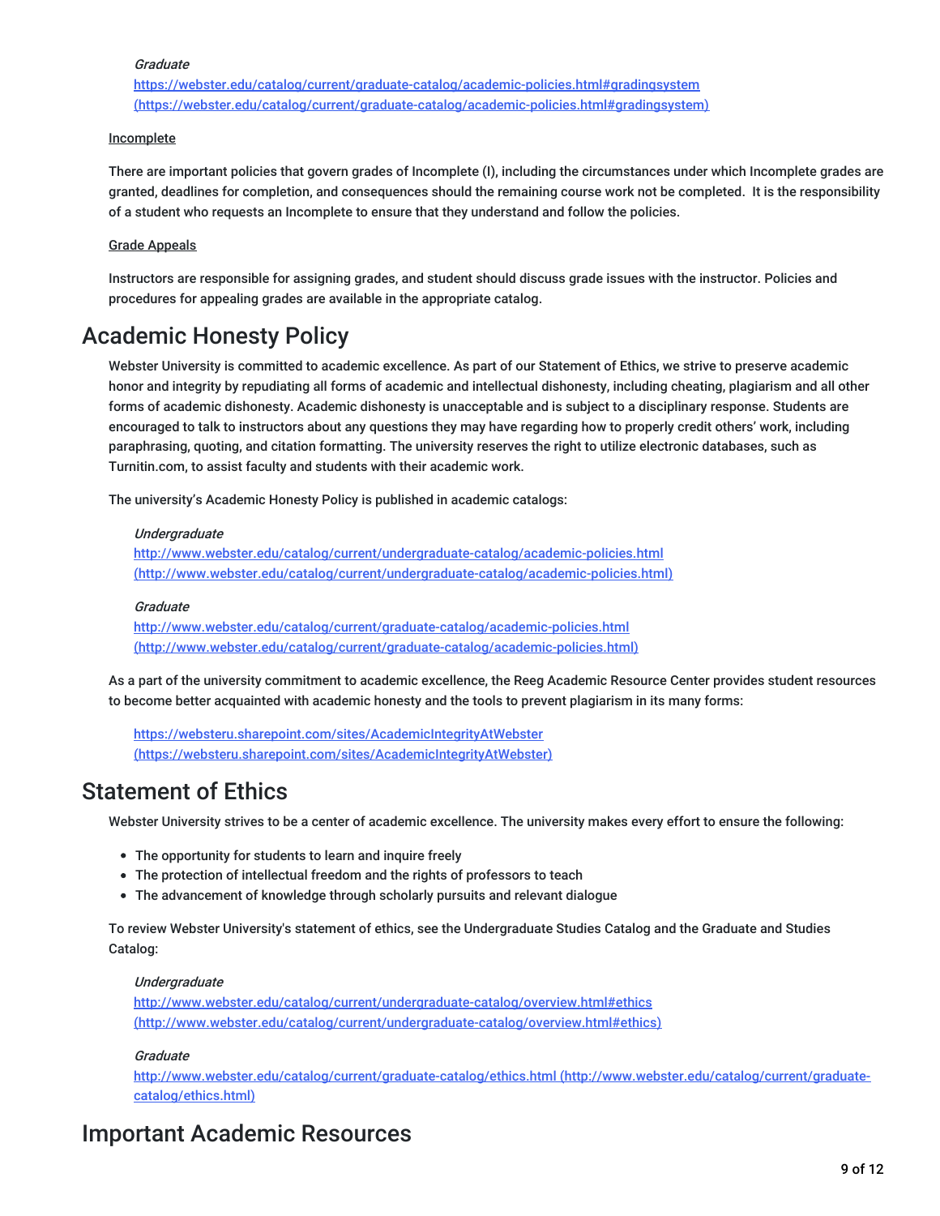*Graduate*
https://webster.edu/catalog/current/graduate-catalog/academic-policies.html#gradingsystem (https://webster.edu/catalog/current/graduate-catalog/academic-policies.html#gradingsystem)

Incomplete

There are important policies that govern grades of Incomplete (I), including the circumstances under which Incomplete grades are granted, deadlines for completion, and consequences should the remaining course work not be completed. It is the responsibility of a student who requests an Incomplete to ensure that they understand and follow the policies.

Grade Appeals

Instructors are responsible for assigning grades, and student should discuss grade issues with the instructor. Policies and procedures for appealing grades are available in the appropriate catalog.

# Academic Honesty Policy

Webster University is committed to academic excellence. As part of our Statement of Ethics, we strive to preserve academic honor and integrity by repudiating all forms of academic and intellectual dishonesty, including cheating, plagiarism and all other forms of academic dishonesty. Academic dishonesty is unacceptable and is subject to a disciplinary response. Students are encouraged to talk to instructors about any questions they may have regarding how to properly credit others' work, including paraphrasing, quoting, and citation formatting. The university reserves the right to utilize electronic databases, such as Turnitin.com, to assist faculty and students with their academic work.

The university's Academic Honesty Policy is published in academic catalogs:

*Undergraduate*
http://www.webster.edu/catalog/current/undergraduate-catalog/academic-policies.html (http://www.webster.edu/catalog/current/undergraduate-catalog/academic-policies.html)

*Graduate*
http://www.webster.edu/catalog/current/graduate-catalog/academic-policies.html (http://www.webster.edu/catalog/current/graduate-catalog/academic-policies.html)

As a part of the university commitment to academic excellence, the Reeg Academic Resource Center provides student resources to become better acquainted with academic honesty and the tools to prevent plagiarism in its many forms:

https://websteru.sharepoint.com/sites/AcademicIntegrityAtWebster (https://websteru.sharepoint.com/sites/AcademicIntegrityAtWebster)

# Statement of Ethics

Webster University strives to be a center of academic excellence. The university makes every effort to ensure the following:

- The opportunity for students to learn and inquire freely
- The protection of intellectual freedom and the rights of professors to teach
- The advancement of knowledge through scholarly pursuits and relevant dialogue

To review Webster University's statement of ethics, see the Undergraduate Studies Catalog and the Graduate and Studies Catalog:

*Undergraduate*
http://www.webster.edu/catalog/current/undergraduate-catalog/overview.html#ethics (http://www.webster.edu/catalog/current/undergraduate-catalog/overview.html#ethics)

*Graduate*
http://www.webster.edu/catalog/current/graduate-catalog/ethics.html (http://www.webster.edu/catalog/current/graduate-catalog/ethics.html)

# Important Academic Resources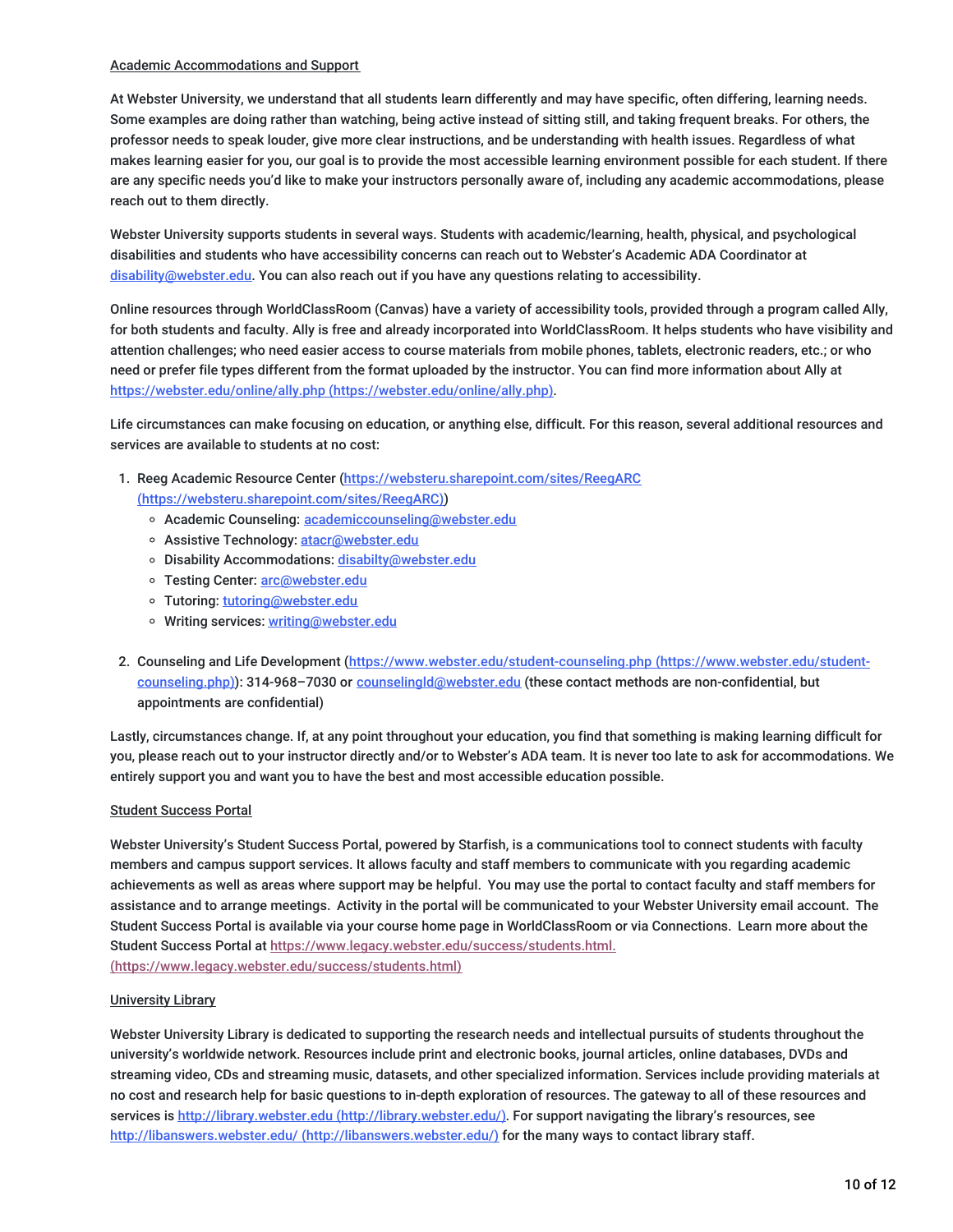Academic Accommodations and Support

At Webster University, we understand that all students learn differently and may have specific, often differing, learning needs. Some examples are doing rather than watching, being active instead of sitting still, and taking frequent breaks. For others, the professor needs to speak louder, give more clear instructions, and be understanding with health issues. Regardless of what makes learning easier for you, our goal is to provide the most accessible learning environment possible for each student. If there are any specific needs you'd like to make your instructors personally aware of, including any academic accommodations, please reach out to them directly.

Webster University supports students in several ways. Students with academic/learning, health, physical, and psychological disabilities and students who have accessibility concerns can reach out to Webster's Academic ADA Coordinator at disability@webster.edu. You can also reach out if you have any questions relating to accessibility.

Online resources through WorldClassRoom (Canvas) have a variety of accessibility tools, provided through a program called Ally, for both students and faculty. Ally is free and already incorporated into WorldClassRoom. It helps students who have visibility and attention challenges; who need easier access to course materials from mobile phones, tablets, electronic readers, etc.; or who need or prefer file types different from the format uploaded by the instructor. You can find more information about Ally at https://webster.edu/online/ally.php (https://webster.edu/online/ally.php).

Life circumstances can make focusing on education, or anything else, difficult. For this reason, several additional resources and services are available to students at no cost:

1. Reeg Academic Resource Center (https://websteru.sharepoint.com/sites/ReegARC (https://websteru.sharepoint.com/sites/ReegARC))
   - Academic Counseling: academiccounseling@webster.edu
   - Assistive Technology: atacr@webster.edu
   - Disability Accommodations: disabilty@webster.edu
   - Testing Center: arc@webster.edu
   - Tutoring: tutoring@webster.edu
   - Writing services: writing@webster.edu
2. Counseling and Life Development (https://www.webster.edu/student-counseling.php (https://www.webster.edu/student-counseling.php)): 314-968–7030 or counselingld@webster.edu (these contact methods are non-confidential, but appointments are confidential)

Lastly, circumstances change. If, at any point throughout your education, you find that something is making learning difficult for you, please reach out to your instructor directly and/or to Webster's ADA team. It is never too late to ask for accommodations. We entirely support you and want you to have the best and most accessible education possible.

Student Success Portal

Webster University's Student Success Portal, powered by Starfish, is a communications tool to connect students with faculty members and campus support services. It allows faculty and staff members to communicate with you regarding academic achievements as well as areas where support may be helpful. You may use the portal to contact faculty and staff members for assistance and to arrange meetings. Activity in the portal will be communicated to your Webster University email account. The Student Success Portal is available via your course home page in WorldClassRoom or via Connections. Learn more about the Student Success Portal at https://www.legacy.webster.edu/success/students.html. (https://www.legacy.webster.edu/success/students.html)

University Library

Webster University Library is dedicated to supporting the research needs and intellectual pursuits of students throughout the university's worldwide network. Resources include print and electronic books, journal articles, online databases, DVDs and streaming video, CDs and streaming music, datasets, and other specialized information. Services include providing materials at no cost and research help for basic questions to in-depth exploration of resources. The gateway to all of these resources and services is http://library.webster.edu (http://library.webster.edu/). For support navigating the library's resources, see http://libanswers.webster.edu/ (http://libanswers.webster.edu/) for the many ways to contact library staff.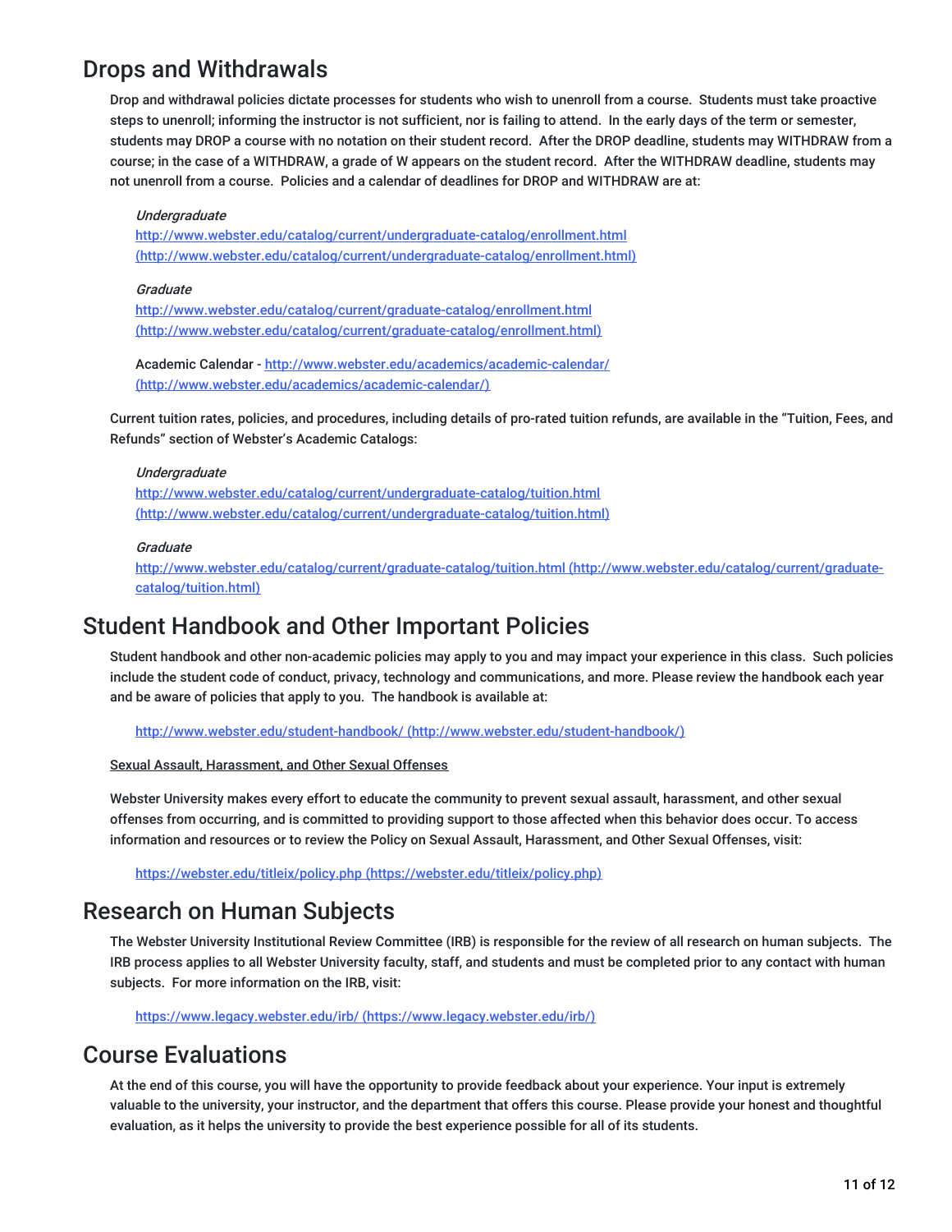## Drops and Withdrawals

Drop and withdrawal policies dictate processes for students who wish to unenroll from a course. Students must take proactive steps to unenroll; informing the instructor is not sufficient, nor is failing to attend. In the early days of the term or semester, students may DROP a course with no notation on their student record. After the DROP deadline, students may WITHDRAW from a course; in the case of a WITHDRAW, a grade of W appears on the student record. After the WITHDRAW deadline, students may not unenroll from a course. Policies and a calendar of deadlines for DROP and WITHDRAW are at:

*Undergraduate*
http://www.webster.edu/catalog/current/undergraduate-catalog/enrollment.html (http://www.webster.edu/catalog/current/undergraduate-catalog/enrollment.html)

*Graduate*
http://www.webster.edu/catalog/current/graduate-catalog/enrollment.html (http://www.webster.edu/catalog/current/graduate-catalog/enrollment.html)

Academic Calendar - http://www.webster.edu/academics/academic-calendar/ (http://www.webster.edu/academics/academic-calendar/)

Current tuition rates, policies, and procedures, including details of pro-rated tuition refunds, are available in the "Tuition, Fees, and Refunds" section of Webster's Academic Catalogs:

*Undergraduate*
http://www.webster.edu/catalog/current/undergraduate-catalog/tuition.html (http://www.webster.edu/catalog/current/undergraduate-catalog/tuition.html)

*Graduate*
http://www.webster.edu/catalog/current/graduate-catalog/tuition.html (http://www.webster.edu/catalog/current/graduate-catalog/tuition.html)

## Student Handbook and Other Important Policies

Student handbook and other non-academic policies may apply to you and may impact your experience in this class. Such policies include the student code of conduct, privacy, technology and communications, and more. Please review the handbook each year and be aware of policies that apply to you. The handbook is available at:

http://www.webster.edu/student-handbook/ (http://www.webster.edu/student-handbook/)

Sexual Assault, Harassment, and Other Sexual Offenses

Webster University makes every effort to educate the community to prevent sexual assault, harassment, and other sexual offenses from occurring, and is committed to providing support to those affected when this behavior does occur. To access information and resources or to review the Policy on Sexual Assault, Harassment, and Other Sexual Offenses, visit:

https://webster.edu/titleix/policy.php (https://webster.edu/titleix/policy.php)

## Research on Human Subjects

The Webster University Institutional Review Committee (IRB) is responsible for the review of all research on human subjects. The IRB process applies to all Webster University faculty, staff, and students and must be completed prior to any contact with human subjects. For more information on the IRB, visit:

https://www.legacy.webster.edu/irb/ (https://www.legacy.webster.edu/irb/)

## Course Evaluations

At the end of this course, you will have the opportunity to provide feedback about your experience. Your input is extremely valuable to the university, your instructor, and the department that offers this course. Please provide your honest and thoughtful evaluation, as it helps the university to provide the best experience possible for all of its students.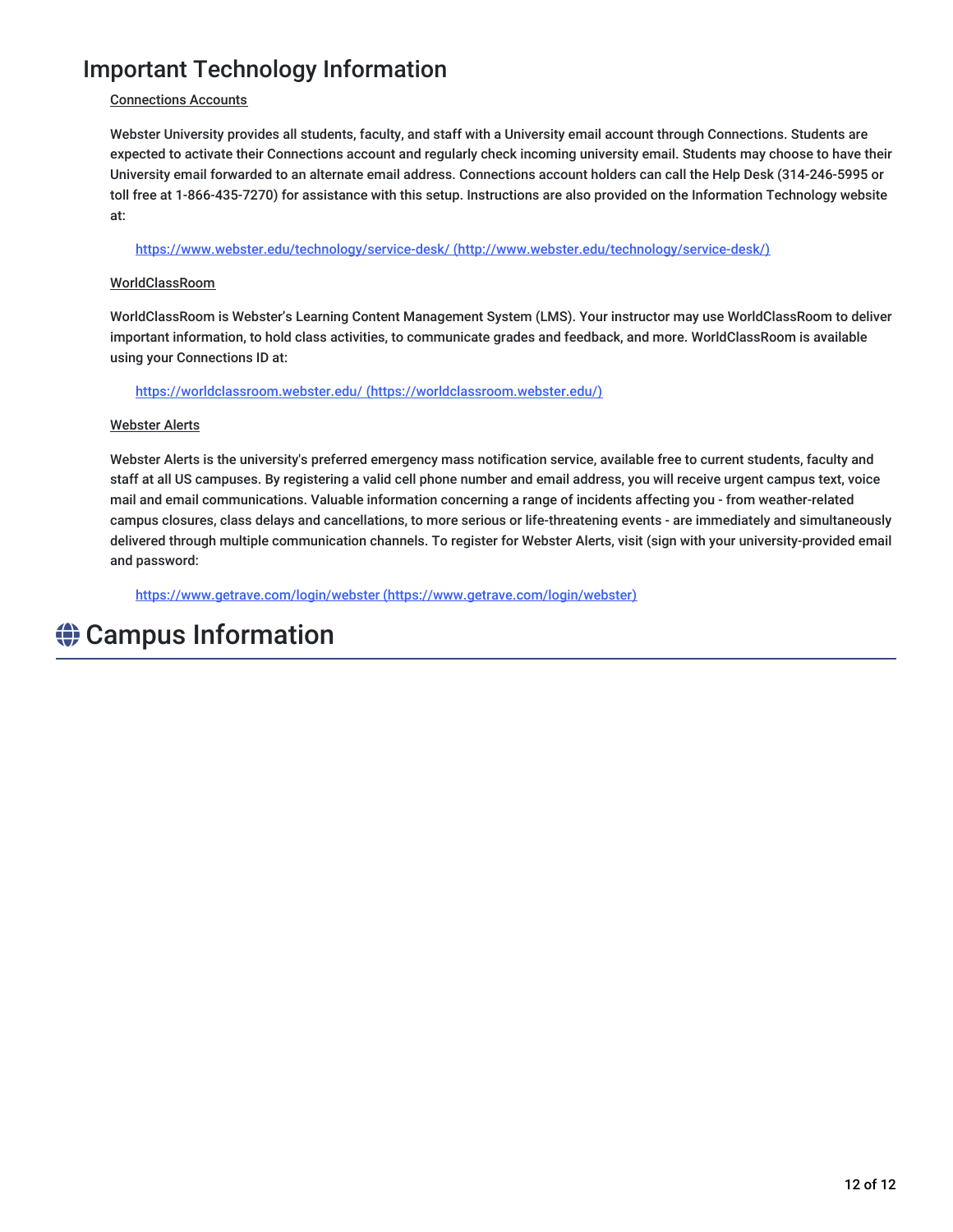## Important Technology Information

Connections Accounts

Webster University provides all students, faculty, and staff with a University email account through Connections. Students are expected to activate their Connections account and regularly check incoming university email. Students may choose to have their University email forwarded to an alternate email address. Connections account holders can call the Help Desk (314-246-5995 or toll free at 1-866-435-7270) for assistance with this setup. Instructions are also provided on the Information Technology website at:

https://www.webster.edu/technology/service-desk/ (http://www.webster.edu/technology/service-desk/)

WorldClassRoom

WorldClassRoom is Webster's Learning Content Management System (LMS). Your instructor may use WorldClassRoom to deliver important information, to hold class activities, to communicate grades and feedback, and more. WorldClassRoom is available using your Connections ID at:

https://worldclassroom.webster.edu/ (https://worldclassroom.webster.edu/)

Webster Alerts

Webster Alerts is the university's preferred emergency mass notification service, available free to current students, faculty and staff at all US campuses. By registering a valid cell phone number and email address, you will receive urgent campus text, voice mail and email communications. Valuable information concerning a range of incidents affecting you - from weather-related campus closures, class delays and cancellations, to more serious or life-threatening events - are immediately and simultaneously delivered through multiple communication channels. To register for Webster Alerts, visit (sign with your university-provided email and password:

https://www.getrave.com/login/webster (https://www.getrave.com/login/webster)

# Campus Information